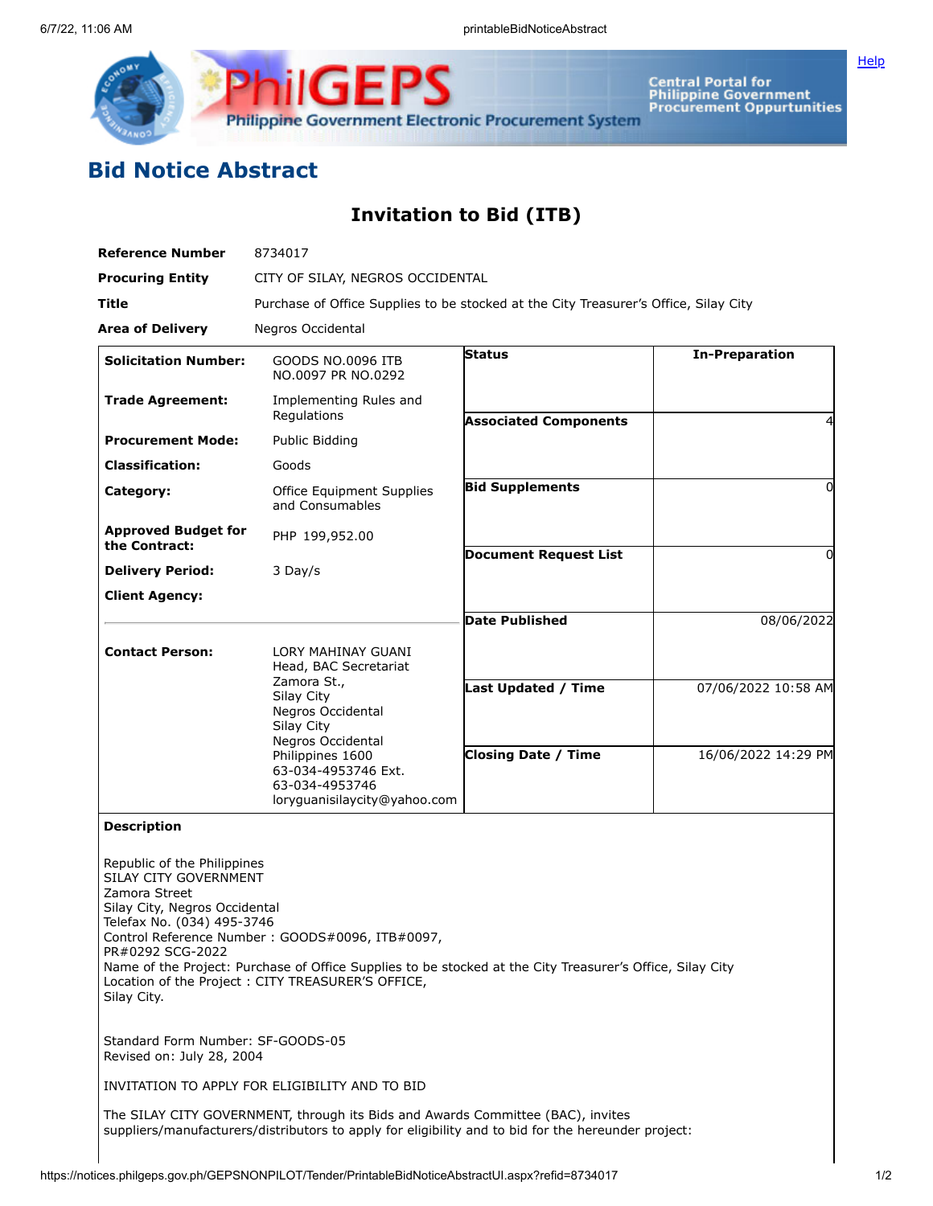# Bid Notice Abstract

## Invitation to Bid (ITB)

| | |
|---|---|
| **Reference Number** | 8734017 |
| **Procuring Entity** | CITY OF SILAY, NEGROS OCCIDENTAL |
| **Title** | Purchase of Office Supplies to be stocked at the City Treasurer's Office, Silay City |
| **Area of Delivery** | Negros Occidental |

| | | | |
|---|---|---|---|
| **Solicitation Number:** | GOODS NO.0096 ITB NO.0097 PR NO.0292 | **Status** | In-Preparation |
| **Trade Agreement:** | Implementing Rules and Regulations | **Associated Components** | 4 |
| **Procurement Mode:** | Public Bidding | | |
| **Classification:** | Goods | | |
| **Category:** | Office Equipment Supplies and Consumables | **Bid Supplements** | 0 |
| **Approved Budget for the Contract:** | PHP 199,952.00 | **Document Request List** | 0 |
| **Delivery Period:** | 3 Day/s | | |
| **Client Agency:** | | **Date Published** | 08/06/2022 |
| **Contact Person:** | LORY MAHINAY GUANI<br>Head, BAC Secretariat<br>Zamora St.,<br>Silay City<br>Negros Occidental<br>Silay City<br>Negros Occidental<br>Philippines 1600<br>63-034-4953746 Ext.<br>63-034-4953746<br>loryguanisilaycity@yahoo.com | **Last Updated / Time** | 07/06/2022 10:58 AM |
| | | **Closing Date / Time** | 16/06/2022 14:29 PM |

**Description**

Republic of the Philippines
SILAY CITY GOVERNMENT
Zamora Street
Silay City, Negros Occidental
Telefax No. (034) 495-3746
Control Reference Number : GOODS#0096, ITB#0097,
PR#0292 SCG-2022
Name of the Project: Purchase of Office Supplies to be stocked at the City Treasurer's Office, Silay City
Location of the Project : CITY TREASURER'S OFFICE,
Silay City.

Standard Form Number: SF-GOODS-05
Revised on: July 28, 2004

INVITATION TO APPLY FOR ELIGIBILITY AND TO BID

The SILAY CITY GOVERNMENT, through its Bids and Awards Committee (BAC), invites suppliers/manufacturers/distributors to apply for eligibility and to bid for the hereunder project: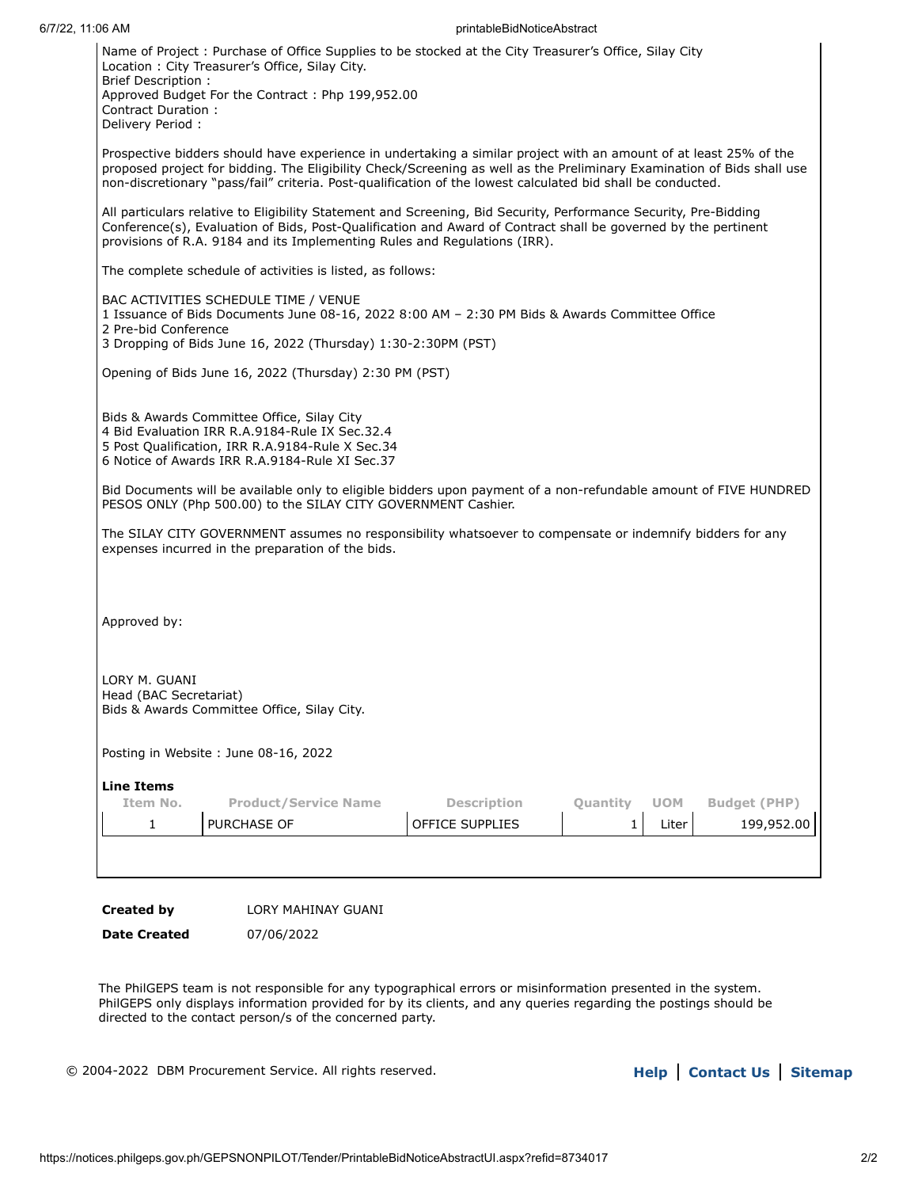Name of Project : Purchase of Office Supplies to be stocked at the City Treasurer's Office, Silay City
Location : City Treasurer's Office, Silay City.
Brief Description :
Approved Budget For the Contract : Php 199,952.00
Contract Duration :
Delivery Period :

Prospective bidders should have experience in undertaking a similar project with an amount of at least 25% of the proposed project for bidding. The Eligibility Check/Screening as well as the Preliminary Examination of Bids shall use non-discretionary "pass/fail" criteria. Post-qualification of the lowest calculated bid shall be conducted.

All particulars relative to Eligibility Statement and Screening, Bid Security, Performance Security, Pre-Bidding Conference(s), Evaluation of Bids, Post-Qualification and Award of Contract shall be governed by the pertinent provisions of R.A. 9184 and its Implementing Rules and Regulations (IRR).

The complete schedule of activities is listed, as follows:

BAC ACTIVITIES SCHEDULE TIME / VENUE
1 Issuance of Bids Documents June 08-16, 2022 8:00 AM – 2:30 PM Bids & Awards Committee Office
2 Pre-bid Conference
3 Dropping of Bids June 16, 2022 (Thursday) 1:30-2:30PM (PST)

Opening of Bids June 16, 2022 (Thursday) 2:30 PM (PST)

Bids & Awards Committee Office, Silay City
4 Bid Evaluation IRR R.A.9184-Rule IX Sec.32.4
5 Post Qualification, IRR R.A.9184-Rule X Sec.34
6 Notice of Awards IRR R.A.9184-Rule XI Sec.37

Bid Documents will be available only to eligible bidders upon payment of a non-refundable amount of FIVE HUNDRED PESOS ONLY (Php 500.00) to the SILAY CITY GOVERNMENT Cashier.

The SILAY CITY GOVERNMENT assumes no responsibility whatsoever to compensate or indemnify bidders for any expenses incurred in the preparation of the bids.

Approved by:

LORY M. GUANI
Head (BAC Secretariat)
Bids & Awards Committee Office, Silay City.

Posting in Website : June 08-16, 2022

**Line Items**

| Item No. | Product/Service Name | Description | Quantity | UOM | Budget (PHP) |
|---|---|---|---|---|---|
| 1 | PURCHASE OF | OFFICE SUPPLIES | 1 | Liter | 199,952.00 |

**Created by** LORY MAHINAY GUANI

**Date Created** 07/06/2022

The PhilGEPS team is not responsible for any typographical errors or misinformation presented in the system. PhilGEPS only displays information provided for by its clients, and any queries regarding the postings should be directed to the contact person/s of the concerned party.

© 2004-2022 DBM Procurement Service. All rights reserved.

**Help** | **Contact Us** | **Sitemap**